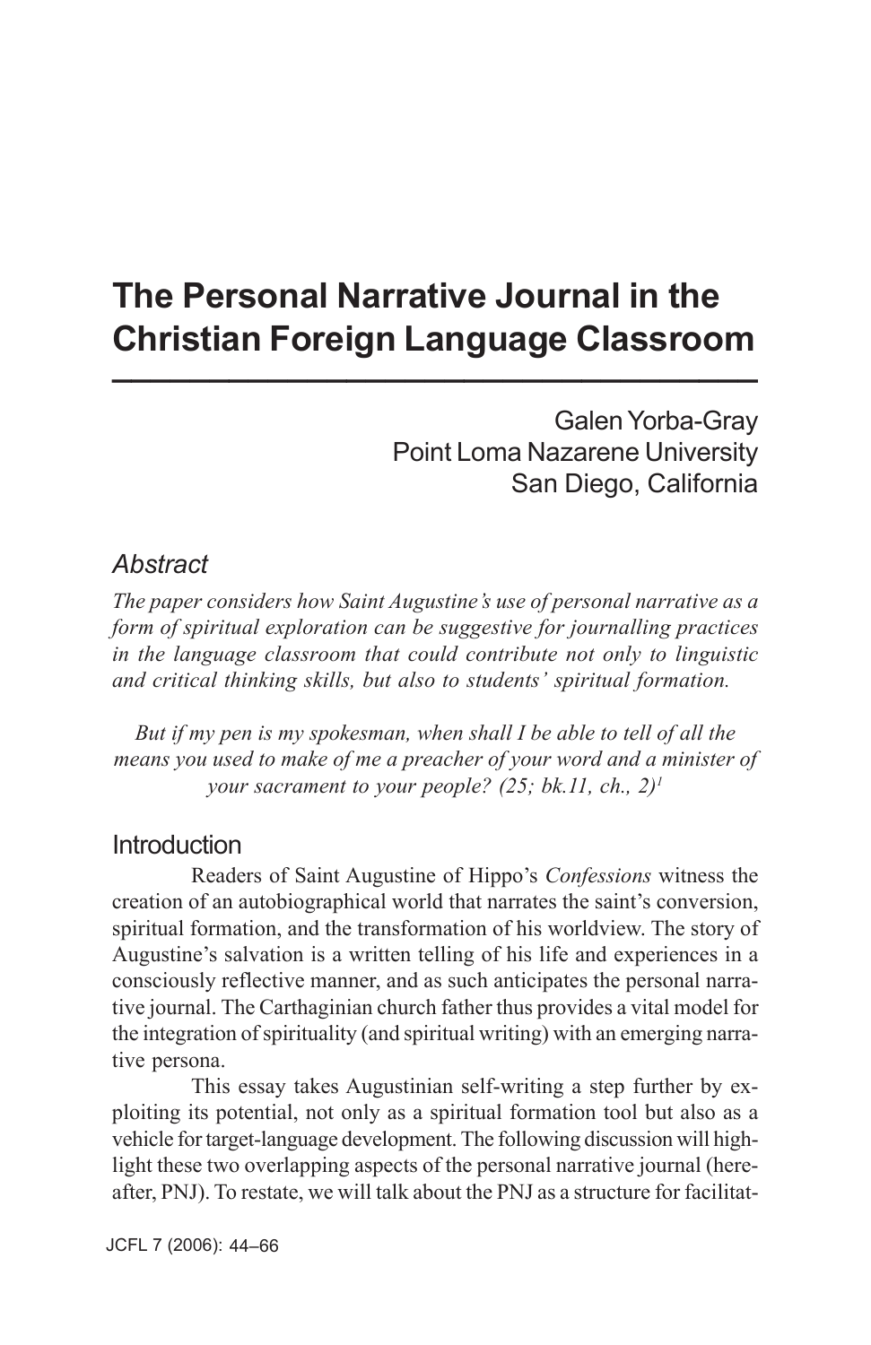# The Personal Narrative Journal in the Christian Foreign Language Classroom

Galen Yorba-Gray
Point Loma Nazarene University
San Diego, California

## *Abstract*

*The paper considers how Saint Augustine's use of personal narrative as a form of spiritual exploration can be suggestive for journalling practices in the language classroom that could contribute not only to linguistic and critical thinking skills, but also to students' spiritual formation.*

*But if my pen is my spokesman, when shall I be able to tell of all the means you used to make of me a preacher of your word and a minister of your sacrament to your people? (25; bk.11, ch., 2)*[1]

## Introduction

Readers of Saint Augustine of Hippo's *Confessions* witness the creation of an autobiographical world that narrates the saint's conversion, spiritual formation, and the transformation of his worldview. The story of Augustine's salvation is a written telling of his life and experiences in a consciously reflective manner, and as such anticipates the personal narrative journal. The Carthaginian church father thus provides a vital model for the integration of spirituality (and spiritual writing) with an emerging narrative persona.

This essay takes Augustinian self-writing a step further by exploiting its potential, not only as a spiritual formation tool but also as a vehicle for target-language development. The following discussion will highlight these two overlapping aspects of the personal narrative journal (hereafter, PNJ). To restate, we will talk about the PNJ as a structure for facilitat-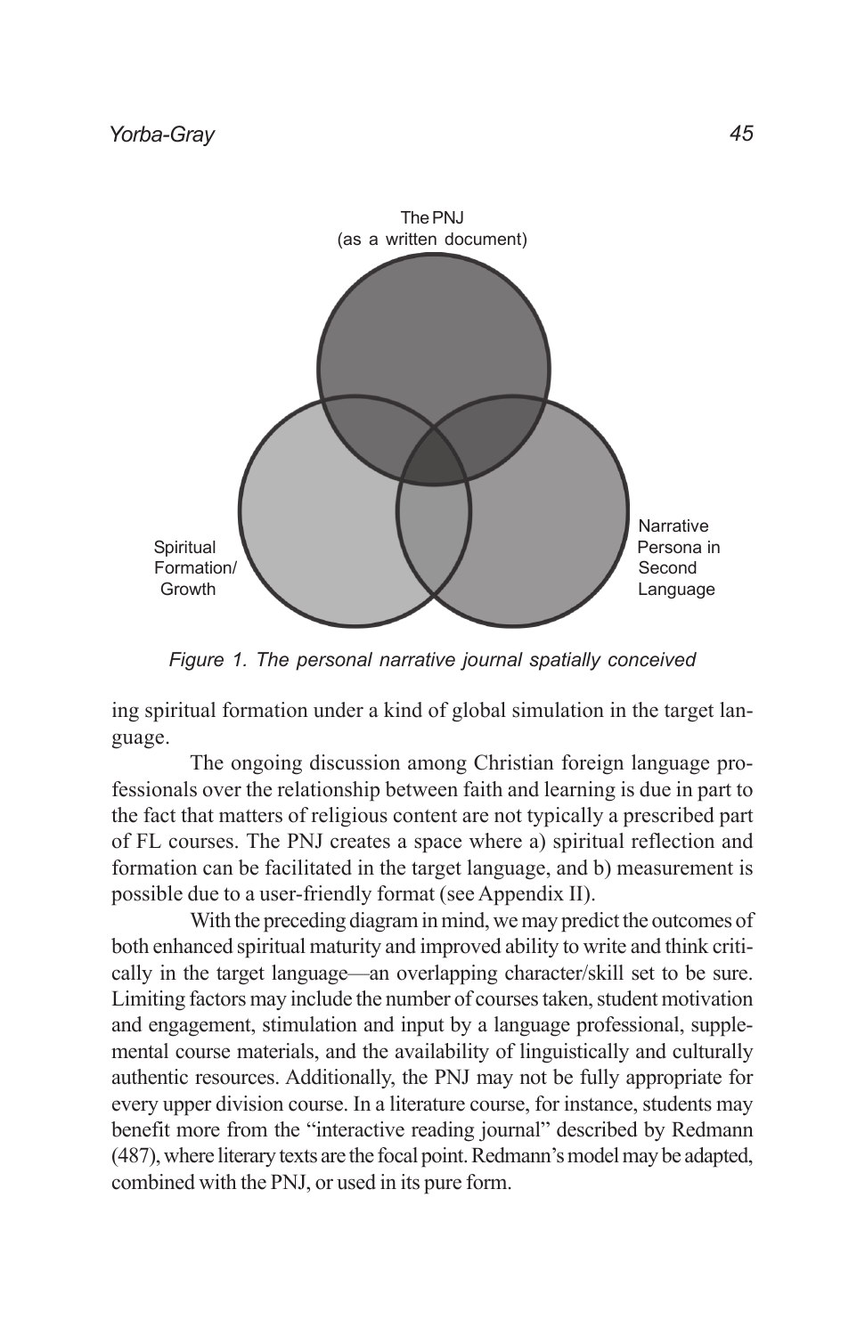The PNJ
(as a written document)

Spiritual Formation/ Growth

Narrative Persona in Second Language

*Figure 1. The personal narrative journal spatially conceived*

ing spiritual formation under a kind of global simulation in the target language.

The ongoing discussion among Christian foreign language professionals over the relationship between faith and learning is due in part to the fact that matters of religious content are not typically a prescribed part of FL courses. The PNJ creates a space where a) spiritual reflection and formation can be facilitated in the target language, and b) measurement is possible due to a user-friendly format (see Appendix II).

With the preceding diagram in mind, we may predict the outcomes of both enhanced spiritual maturity and improved ability to write and think critically in the target language—an overlapping character/skill set to be sure. Limiting factors may include the number of courses taken, student motivation and engagement, stimulation and input by a language professional, supplemental course materials, and the availability of linguistically and culturally authentic resources. Additionally, the PNJ may not be fully appropriate for every upper division course. In a literature course, for instance, students may benefit more from the "interactive reading journal" described by Redmann (487), where literary texts are the focal point. Redmann's model may be adapted, combined with the PNJ, or used in its pure form.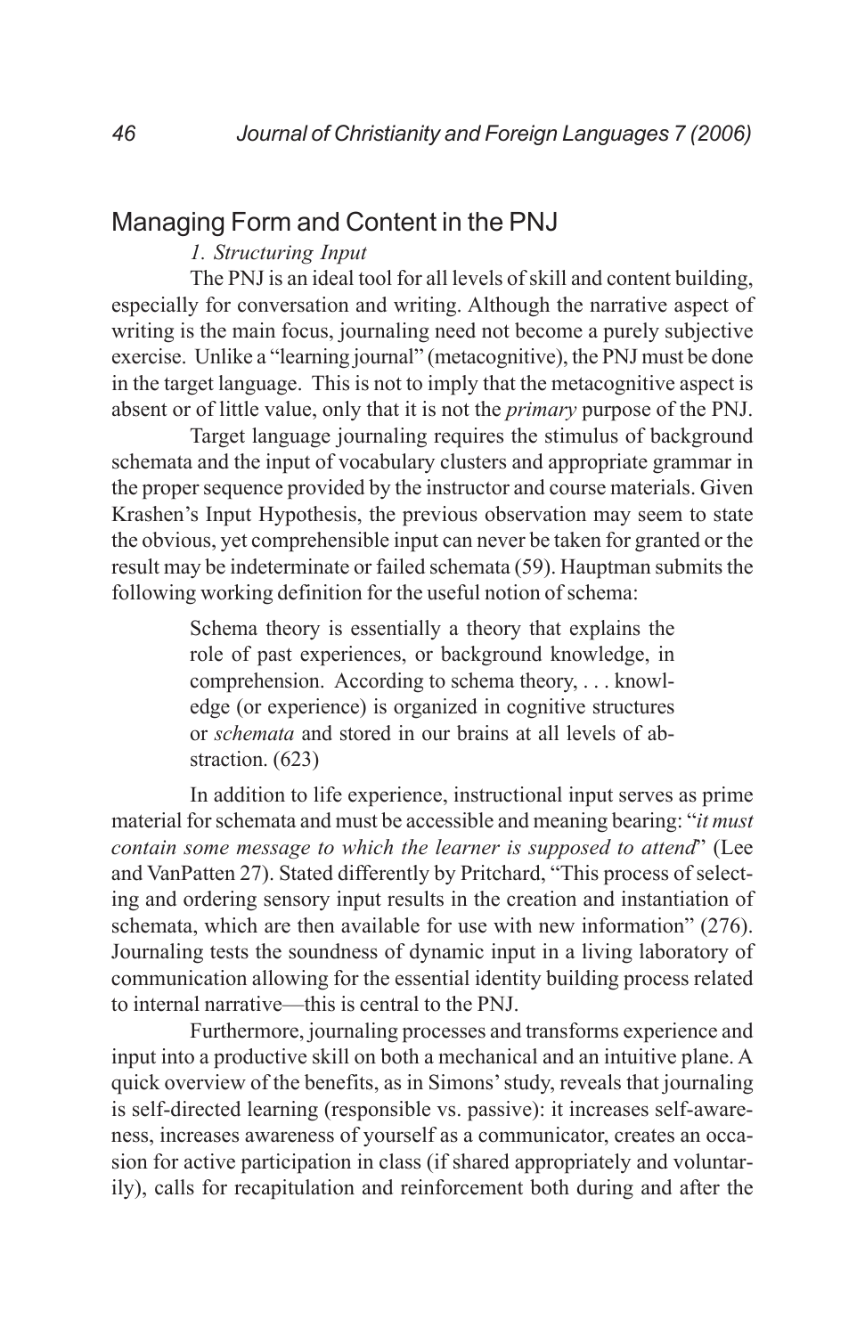## Managing Form and Content in the PNJ

*1. Structuring Input*

The PNJ is an ideal tool for all levels of skill and content building, especially for conversation and writing. Although the narrative aspect of writing is the main focus, journaling need not become a purely subjective exercise. Unlike a "learning journal" (metacognitive), the PNJ must be done in the target language. This is not to imply that the metacognitive aspect is absent or of little value, only that it is not the *primary* purpose of the PNJ.

Target language journaling requires the stimulus of background schemata and the input of vocabulary clusters and appropriate grammar in the proper sequence provided by the instructor and course materials. Given Krashen's Input Hypothesis, the previous observation may seem to state the obvious, yet comprehensible input can never be taken for granted or the result may be indeterminate or failed schemata (59). Hauptman submits the following working definition for the useful notion of schema:

> Schema theory is essentially a theory that explains the role of past experiences, or background knowledge, in comprehension. According to schema theory, . . . knowledge (or experience) is organized in cognitive structures or *schemata* and stored in our brains at all levels of abstraction. (623)

In addition to life experience, instructional input serves as prime material for schemata and must be accessible and meaning bearing: "*it must contain some message to which the learner is supposed to attend*" (Lee and VanPatten 27). Stated differently by Pritchard, "This process of selecting and ordering sensory input results in the creation and instantiation of schemata, which are then available for use with new information" (276). Journaling tests the soundness of dynamic input in a living laboratory of communication allowing for the essential identity building process related to internal narrative—this is central to the PNJ.

Furthermore, journaling processes and transforms experience and input into a productive skill on both a mechanical and an intuitive plane. A quick overview of the benefits, as in Simons' study, reveals that journaling is self-directed learning (responsible vs. passive): it increases self-awareness, increases awareness of yourself as a communicator, creates an occasion for active participation in class (if shared appropriately and voluntarily), calls for recapitulation and reinforcement both during and after the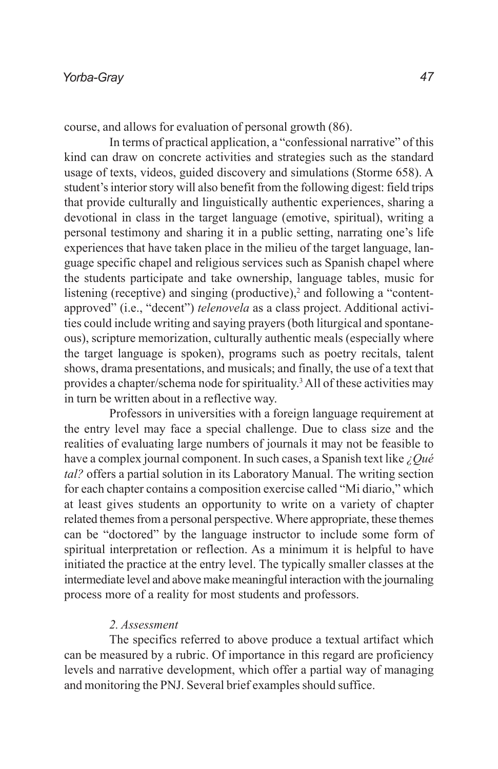course, and allows for evaluation of personal growth (86).

In terms of practical application, a "confessional narrative" of this kind can draw on concrete activities and strategies such as the standard usage of texts, videos, guided discovery and simulations (Storme 658). A student's interior story will also benefit from the following digest: field trips that provide culturally and linguistically authentic experiences, sharing a devotional in class in the target language (emotive, spiritual), writing a personal testimony and sharing it in a public setting, narrating one's life experiences that have taken place in the milieu of the target language, language specific chapel and religious services such as Spanish chapel where the students participate and take ownership, language tables, music for listening (receptive) and singing (productive),[2] and following a "content-approved" (i.e., "decent") *telenovela* as a class project. Additional activities could include writing and saying prayers (both liturgical and spontaneous), scripture memorization, culturally authentic meals (especially where the target language is spoken), programs such as poetry recitals, talent shows, drama presentations, and musicals; and finally, the use of a text that provides a chapter/schema node for spirituality.[3] All of these activities may in turn be written about in a reflective way.

Professors in universities with a foreign language requirement at the entry level may face a special challenge. Due to class size and the realities of evaluating large numbers of journals it may not be feasible to have a complex journal component. In such cases, a Spanish text like *¿Qué tal?* offers a partial solution in its Laboratory Manual. The writing section for each chapter contains a composition exercise called "Mi diario," which at least gives students an opportunity to write on a variety of chapter related themes from a personal perspective. Where appropriate, these themes can be "doctored" by the language instructor to include some form of spiritual interpretation or reflection. As a minimum it is helpful to have initiated the practice at the entry level. The typically smaller classes at the intermediate level and above make meaningful interaction with the journaling process more of a reality for most students and professors.

*2. Assessment*

The specifics referred to above produce a textual artifact which can be measured by a rubric. Of importance in this regard are proficiency levels and narrative development, which offer a partial way of managing and monitoring the PNJ. Several brief examples should suffice.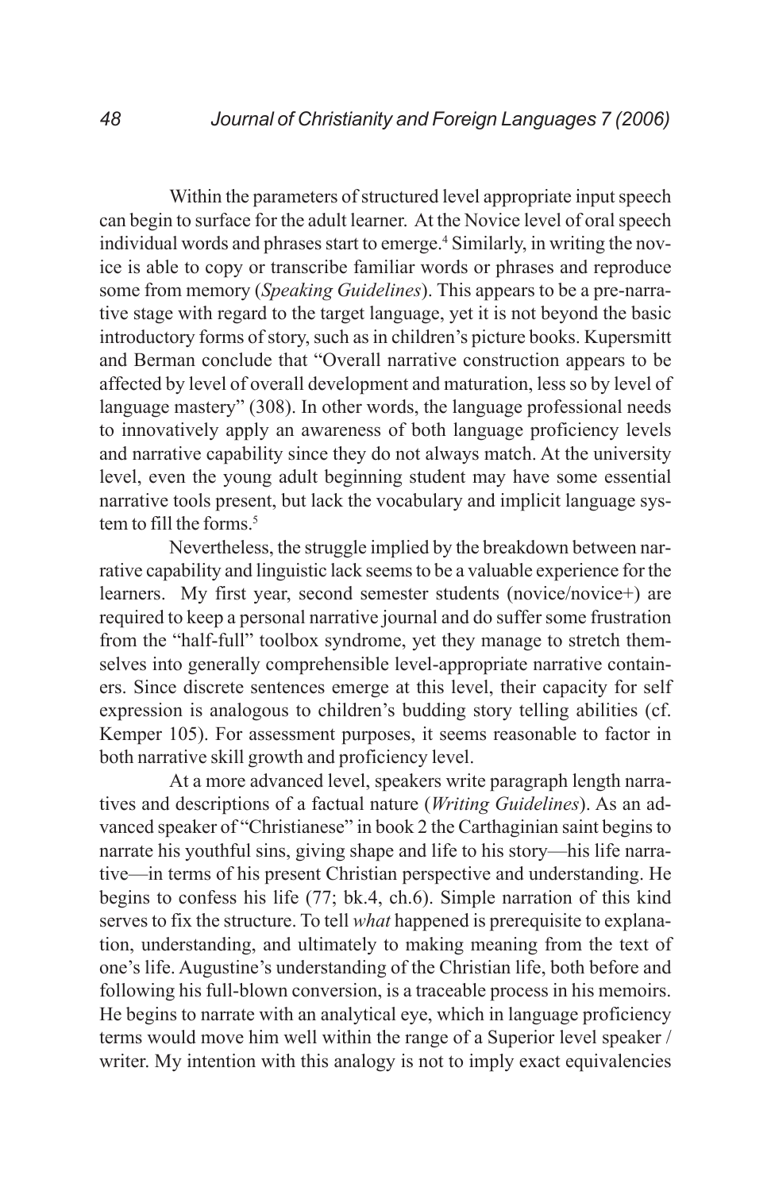Within the parameters of structured level appropriate input speech can begin to surface for the adult learner. At the Novice level of oral speech individual words and phrases start to emerge.[4] Similarly, in writing the novice is able to copy or transcribe familiar words or phrases and reproduce some from memory (*Speaking Guidelines*). This appears to be a pre-narrative stage with regard to the target language, yet it is not beyond the basic introductory forms of story, such as in children's picture books. Kupersmitt and Berman conclude that "Overall narrative construction appears to be affected by level of overall development and maturation, less so by level of language mastery" (308). In other words, the language professional needs to innovatively apply an awareness of both language proficiency levels and narrative capability since they do not always match. At the university level, even the young adult beginning student may have some essential narrative tools present, but lack the vocabulary and implicit language system to fill the forms.[5]

Nevertheless, the struggle implied by the breakdown between narrative capability and linguistic lack seems to be a valuable experience for the learners. My first year, second semester students (novice/novice+) are required to keep a personal narrative journal and do suffer some frustration from the "half-full" toolbox syndrome, yet they manage to stretch themselves into generally comprehensible level-appropriate narrative containers. Since discrete sentences emerge at this level, their capacity for self expression is analogous to children's budding story telling abilities (cf. Kemper 105). For assessment purposes, it seems reasonable to factor in both narrative skill growth and proficiency level.

At a more advanced level, speakers write paragraph length narratives and descriptions of a factual nature (*Writing Guidelines*). As an advanced speaker of "Christianese" in book 2 the Carthaginian saint begins to narrate his youthful sins, giving shape and life to his story—his life narrative—in terms of his present Christian perspective and understanding. He begins to confess his life (77; bk.4, ch.6). Simple narration of this kind serves to fix the structure. To tell *what* happened is prerequisite to explanation, understanding, and ultimately to making meaning from the text of one's life. Augustine's understanding of the Christian life, both before and following his full-blown conversion, is a traceable process in his memoirs. He begins to narrate with an analytical eye, which in language proficiency terms would move him well within the range of a Superior level speaker / writer. My intention with this analogy is not to imply exact equivalencies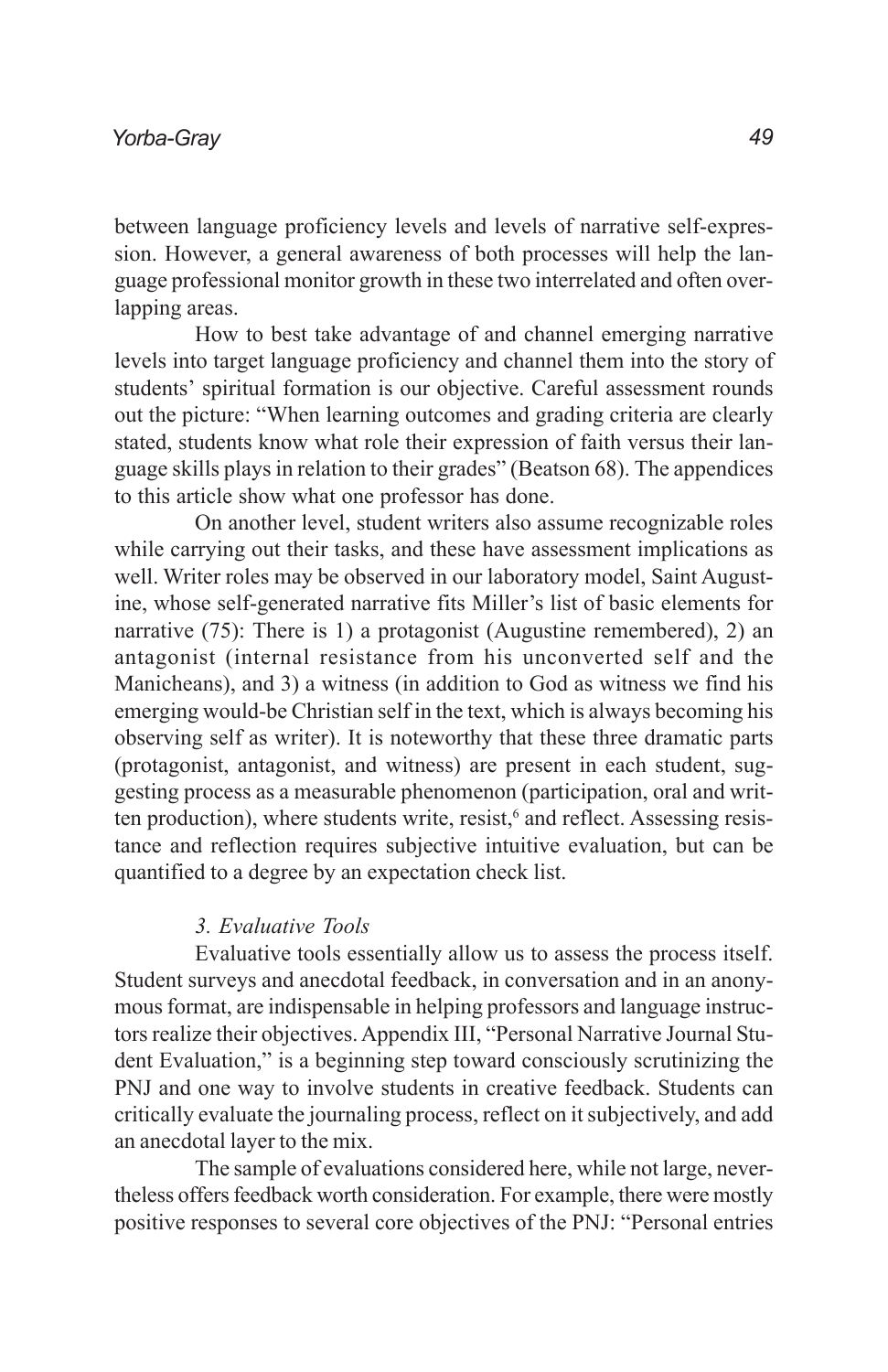between language proficiency levels and levels of narrative self-expression. However, a general awareness of both processes will help the language professional monitor growth in these two interrelated and often overlapping areas.

How to best take advantage of and channel emerging narrative levels into target language proficiency and channel them into the story of students' spiritual formation is our objective. Careful assessment rounds out the picture: "When learning outcomes and grading criteria are clearly stated, students know what role their expression of faith versus their language skills plays in relation to their grades" (Beatson 68). The appendices to this article show what one professor has done.

On another level, student writers also assume recognizable roles while carrying out their tasks, and these have assessment implications as well. Writer roles may be observed in our laboratory model, Saint Augustine, whose self-generated narrative fits Miller's list of basic elements for narrative (75): There is 1) a protagonist (Augustine remembered), 2) an antagonist (internal resistance from his unconverted self and the Manicheans), and 3) a witness (in addition to God as witness we find his emerging would-be Christian self in the text, which is always becoming his observing self as writer). It is noteworthy that these three dramatic parts (protagonist, antagonist, and witness) are present in each student, suggesting process as a measurable phenomenon (participation, oral and written production), where students write, resist,[6] and reflect. Assessing resistance and reflection requires subjective intuitive evaluation, but can be quantified to a degree by an expectation check list.

### *3. Evaluative Tools*

Evaluative tools essentially allow us to assess the process itself. Student surveys and anecdotal feedback, in conversation and in an anonymous format, are indispensable in helping professors and language instructors realize their objectives. Appendix III, "Personal Narrative Journal Student Evaluation," is a beginning step toward consciously scrutinizing the PNJ and one way to involve students in creative feedback. Students can critically evaluate the journaling process, reflect on it subjectively, and add an anecdotal layer to the mix.

The sample of evaluations considered here, while not large, nevertheless offers feedback worth consideration. For example, there were mostly positive responses to several core objectives of the PNJ: "Personal entries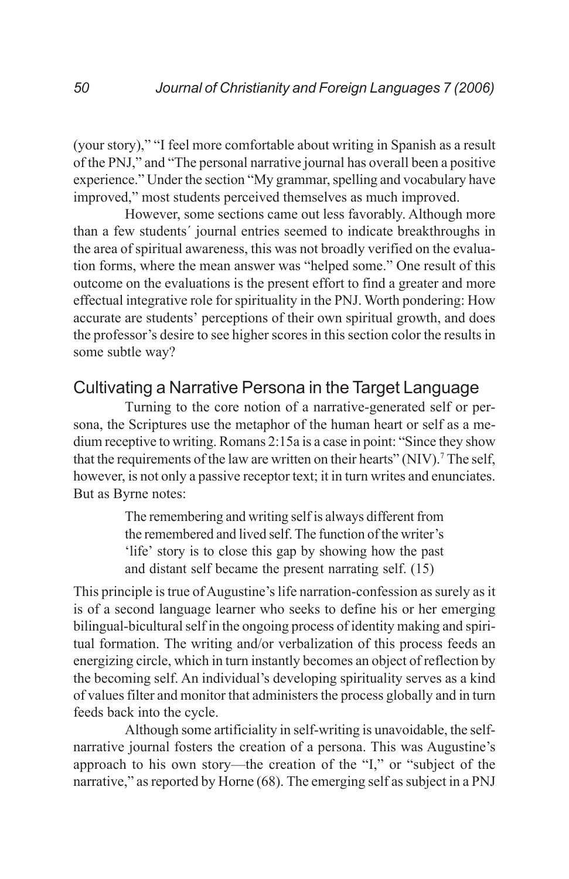(your story)," "I feel more comfortable about writing in Spanish as a result of the PNJ," and "The personal narrative journal has overall been a positive experience." Under the section "My grammar, spelling and vocabulary have improved," most students perceived themselves as much improved.

However, some sections came out less favorably. Although more than a few students´ journal entries seemed to indicate breakthroughs in the area of spiritual awareness, this was not broadly verified on the evaluation forms, where the mean answer was "helped some." One result of this outcome on the evaluations is the present effort to find a greater and more effectual integrative role for spirituality in the PNJ. Worth pondering: How accurate are students' perceptions of their own spiritual growth, and does the professor's desire to see higher scores in this section color the results in some subtle way?

## Cultivating a Narrative Persona in the Target Language

Turning to the core notion of a narrative-generated self or persona, the Scriptures use the metaphor of the human heart or self as a medium receptive to writing. Romans 2:15a is a case in point: "Since they show that the requirements of the law are written on their hearts" (NIV).[7] The self, however, is not only a passive receptor text; it in turn writes and enunciates. But as Byrne notes:

> The remembering and writing self is always different from the remembered and lived self. The function of the writer's 'life' story is to close this gap by showing how the past and distant self became the present narrating self. (15)

This principle is true of Augustine's life narration-confession as surely as it is of a second language learner who seeks to define his or her emerging bilingual-bicultural self in the ongoing process of identity making and spiritual formation. The writing and/or verbalization of this process feeds an energizing circle, which in turn instantly becomes an object of reflection by the becoming self. An individual's developing spirituality serves as a kind of values filter and monitor that administers the process globally and in turn feeds back into the cycle.

Although some artificiality in self-writing is unavoidable, the self-narrative journal fosters the creation of a persona. This was Augustine's approach to his own story—the creation of the "I," or "subject of the narrative," as reported by Horne (68). The emerging self as subject in a PNJ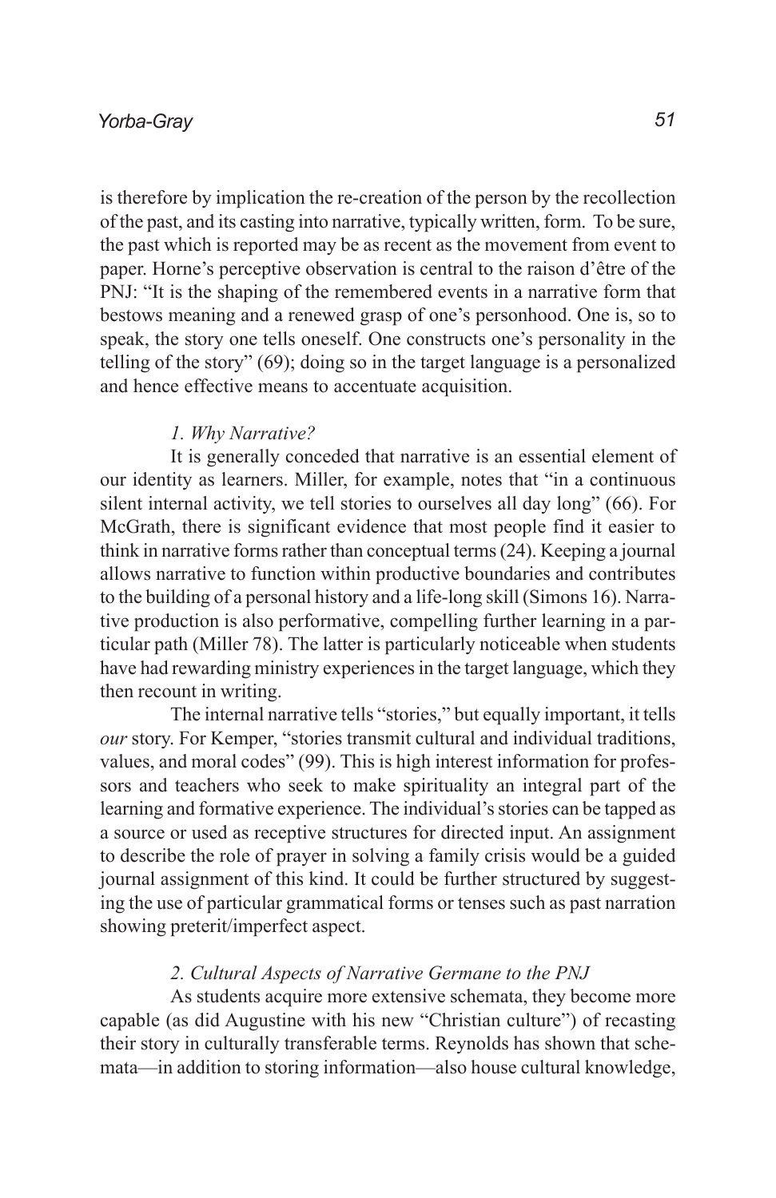is therefore by implication the re-creation of the person by the recollection of the past, and its casting into narrative, typically written, form. To be sure, the past which is reported may be as recent as the movement from event to paper. Horne's perceptive observation is central to the raison d'être of the PNJ: "It is the shaping of the remembered events in a narrative form that bestows meaning and a renewed grasp of one's personhood. One is, so to speak, the story one tells oneself. One constructs one's personality in the telling of the story" (69); doing so in the target language is a personalized and hence effective means to accentuate acquisition.

### *1. Why Narrative?*

It is generally conceded that narrative is an essential element of our identity as learners. Miller, for example, notes that "in a continuous silent internal activity, we tell stories to ourselves all day long" (66). For McGrath, there is significant evidence that most people find it easier to think in narrative forms rather than conceptual terms (24). Keeping a journal allows narrative to function within productive boundaries and contributes to the building of a personal history and a life-long skill (Simons 16). Narrative production is also performative, compelling further learning in a particular path (Miller 78). The latter is particularly noticeable when students have had rewarding ministry experiences in the target language, which they then recount in writing.

The internal narrative tells "stories," but equally important, it tells *our* story. For Kemper, "stories transmit cultural and individual traditions, values, and moral codes" (99). This is high interest information for professors and teachers who seek to make spirituality an integral part of the learning and formative experience. The individual's stories can be tapped as a source or used as receptive structures for directed input. An assignment to describe the role of prayer in solving a family crisis would be a guided journal assignment of this kind. It could be further structured by suggesting the use of particular grammatical forms or tenses such as past narration showing preterit/imperfect aspect.

### *2. Cultural Aspects of Narrative Germane to the PNJ*

As students acquire more extensive schemata, they become more capable (as did Augustine with his new "Christian culture") of recasting their story in culturally transferable terms. Reynolds has shown that schemata—in addition to storing information—also house cultural knowledge,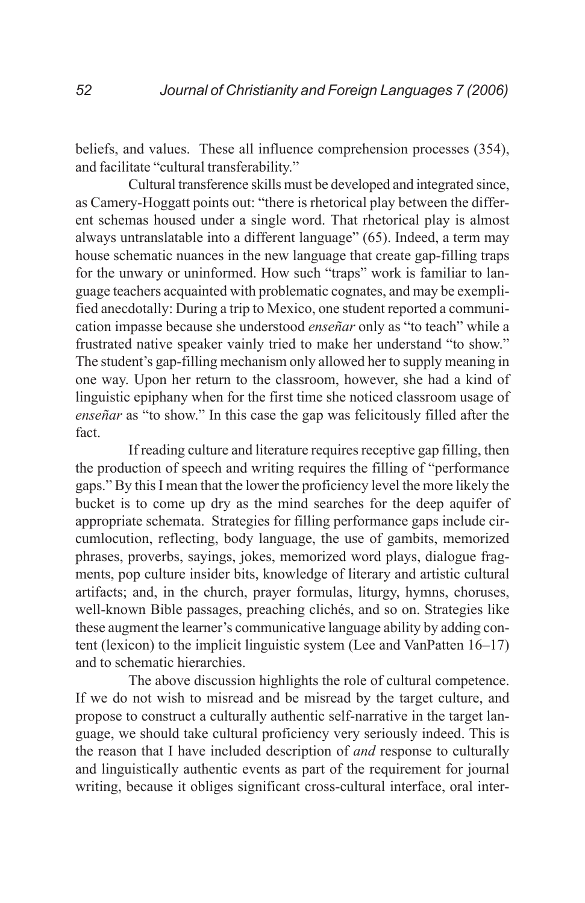beliefs, and values. These all influence comprehension processes (354), and facilitate "cultural transferability."

Cultural transference skills must be developed and integrated since, as Camery-Hoggatt points out: "there is rhetorical play between the different schemas housed under a single word. That rhetorical play is almost always untranslatable into a different language" (65). Indeed, a term may house schematic nuances in the new language that create gap-filling traps for the unwary or uninformed. How such "traps" work is familiar to language teachers acquainted with problematic cognates, and may be exemplified anecdotally: During a trip to Mexico, one student reported a communication impasse because she understood *enseñar* only as "to teach" while a frustrated native speaker vainly tried to make her understand "to show." The student's gap-filling mechanism only allowed her to supply meaning in one way. Upon her return to the classroom, however, she had a kind of linguistic epiphany when for the first time she noticed classroom usage of *enseñar* as "to show." In this case the gap was felicitously filled after the fact.

If reading culture and literature requires receptive gap filling, then the production of speech and writing requires the filling of "performance gaps." By this I mean that the lower the proficiency level the more likely the bucket is to come up dry as the mind searches for the deep aquifer of appropriate schemata. Strategies for filling performance gaps include circumlocution, reflecting, body language, the use of gambits, memorized phrases, proverbs, sayings, jokes, memorized word plays, dialogue fragments, pop culture insider bits, knowledge of literary and artistic cultural artifacts; and, in the church, prayer formulas, liturgy, hymns, choruses, well-known Bible passages, preaching clichés, and so on. Strategies like these augment the learner's communicative language ability by adding content (lexicon) to the implicit linguistic system (Lee and VanPatten 16–17) and to schematic hierarchies.

The above discussion highlights the role of cultural competence. If we do not wish to misread and be misread by the target culture, and propose to construct a culturally authentic self-narrative in the target language, we should take cultural proficiency very seriously indeed. This is the reason that I have included description of *and* response to culturally and linguistically authentic events as part of the requirement for journal writing, because it obliges significant cross-cultural interface, oral inter-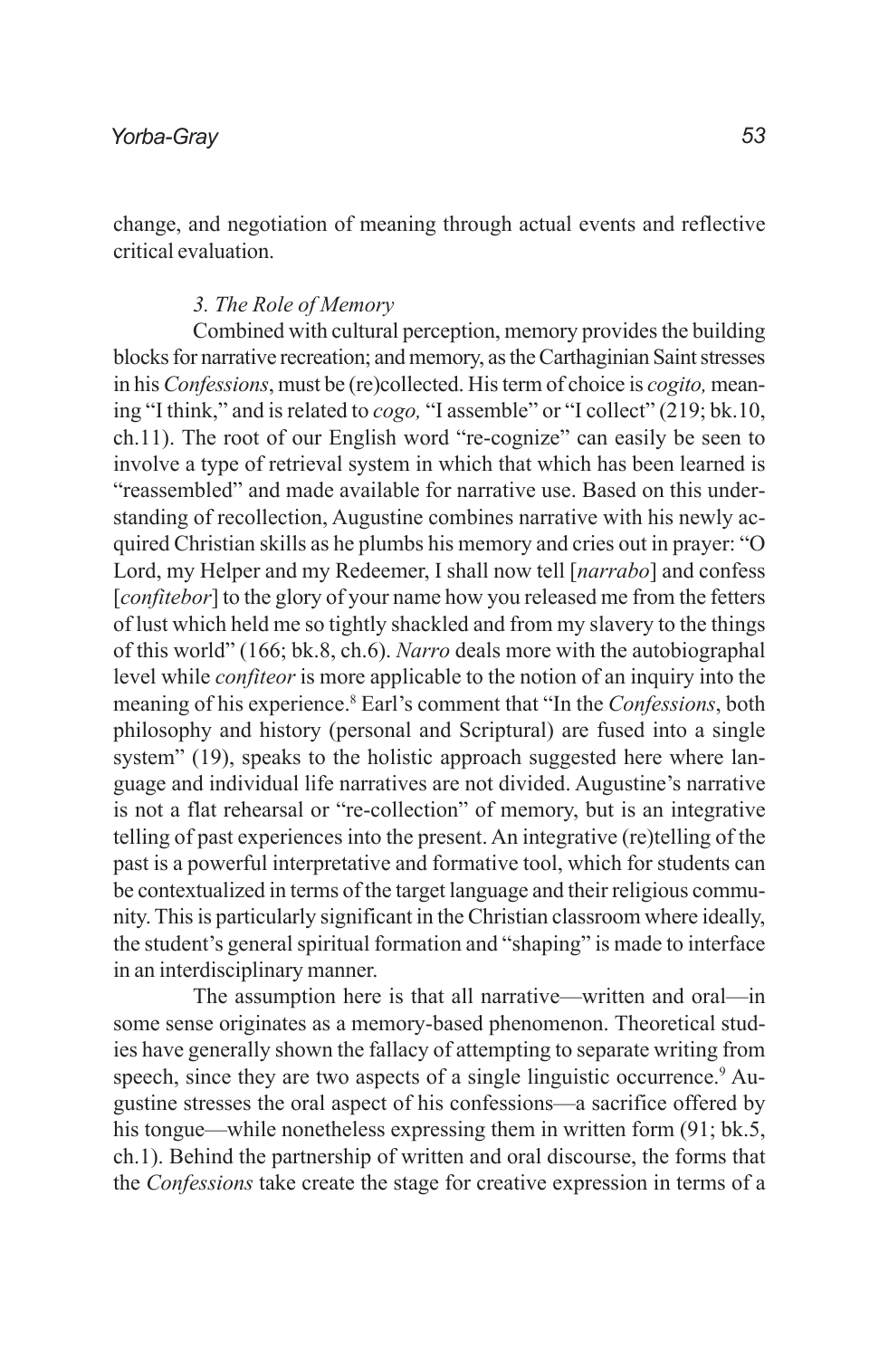change, and negotiation of meaning through actual events and reflective critical evaluation.

### *3. The Role of Memory*

Combined with cultural perception, memory provides the building blocks for narrative recreation; and memory, as the Carthaginian Saint stresses in his *Confessions*, must be (re)collected. His term of choice is *cogito,* meaning "I think," and is related to *cogo,* "I assemble" or "I collect" (219; bk.10, ch.11). The root of our English word "re-cognize" can easily be seen to involve a type of retrieval system in which that which has been learned is "reassembled" and made available for narrative use. Based on this understanding of recollection, Augustine combines narrative with his newly acquired Christian skills as he plumbs his memory and cries out in prayer: "O Lord, my Helper and my Redeemer, I shall now tell [*narrabo*] and confess [*confitebor*] to the glory of your name how you released me from the fetters of lust which held me so tightly shackled and from my slavery to the things of this world" (166; bk.8, ch.6). *Narro* deals more with the autobiographal level while *confiteor* is more applicable to the notion of an inquiry into the meaning of his experience.[8] Earl's comment that "In the *Confessions*, both philosophy and history (personal and Scriptural) are fused into a single system" (19), speaks to the holistic approach suggested here where language and individual life narratives are not divided. Augustine's narrative is not a flat rehearsal or "re-collection" of memory, but is an integrative telling of past experiences into the present. An integrative (re)telling of the past is a powerful interpretative and formative tool, which for students can be contextualized in terms of the target language and their religious community. This is particularly significant in the Christian classroom where ideally, the student's general spiritual formation and "shaping" is made to interface in an interdisciplinary manner.

The assumption here is that all narrative—written and oral—in some sense originates as a memory-based phenomenon. Theoretical studies have generally shown the fallacy of attempting to separate writing from speech, since they are two aspects of a single linguistic occurrence.[9] Augustine stresses the oral aspect of his confessions—a sacrifice offered by his tongue—while nonetheless expressing them in written form (91; bk.5, ch.1). Behind the partnership of written and oral discourse, the forms that the *Confessions* take create the stage for creative expression in terms of a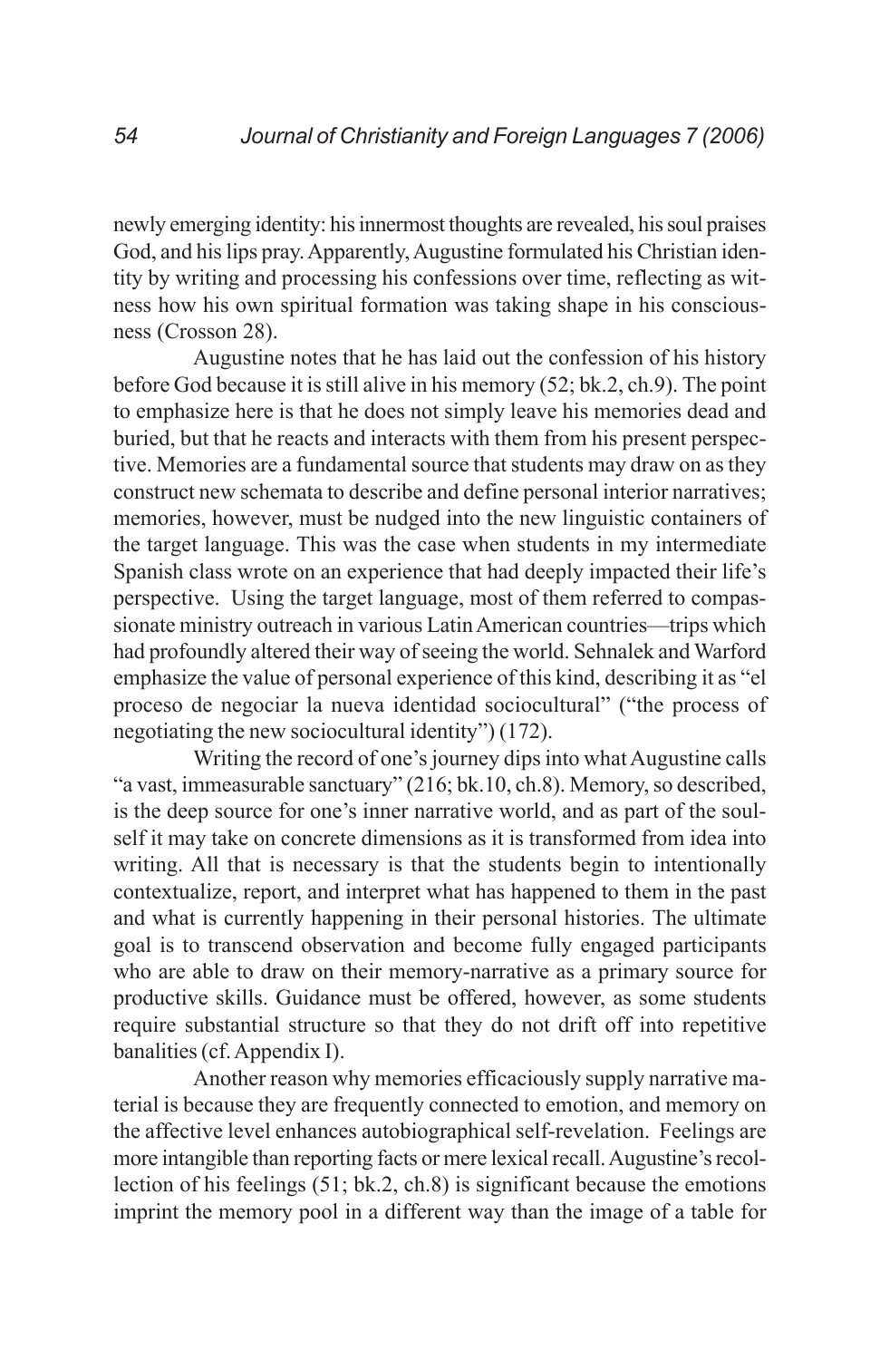newly emerging identity: his innermost thoughts are revealed, his soul praises God, and his lips pray. Apparently, Augustine formulated his Christian identity by writing and processing his confessions over time, reflecting as witness how his own spiritual formation was taking shape in his consciousness (Crosson 28).

Augustine notes that he has laid out the confession of his history before God because it is still alive in his memory (52; bk.2, ch.9). The point to emphasize here is that he does not simply leave his memories dead and buried, but that he reacts and interacts with them from his present perspective. Memories are a fundamental source that students may draw on as they construct new schemata to describe and define personal interior narratives; memories, however, must be nudged into the new linguistic containers of the target language. This was the case when students in my intermediate Spanish class wrote on an experience that had deeply impacted their life's perspective. Using the target language, most of them referred to compassionate ministry outreach in various Latin American countries—trips which had profoundly altered their way of seeing the world. Sehnalek and Warford emphasize the value of personal experience of this kind, describing it as "el proceso de negociar la nueva identidad sociocultural" ("the process of negotiating the new sociocultural identity") (172).

Writing the record of one's journey dips into what Augustine calls "a vast, immeasurable sanctuary" (216; bk.10, ch.8). Memory, so described, is the deep source for one's inner narrative world, and as part of the soul-self it may take on concrete dimensions as it is transformed from idea into writing. All that is necessary is that the students begin to intentionally contextualize, report, and interpret what has happened to them in the past and what is currently happening in their personal histories. The ultimate goal is to transcend observation and become fully engaged participants who are able to draw on their memory-narrative as a primary source for productive skills. Guidance must be offered, however, as some students require substantial structure so that they do not drift off into repetitive banalities (cf. Appendix I).

Another reason why memories efficaciously supply narrative material is because they are frequently connected to emotion, and memory on the affective level enhances autobiographical self-revelation. Feelings are more intangible than reporting facts or mere lexical recall. Augustine's recollection of his feelings (51; bk.2, ch.8) is significant because the emotions imprint the memory pool in a different way than the image of a table for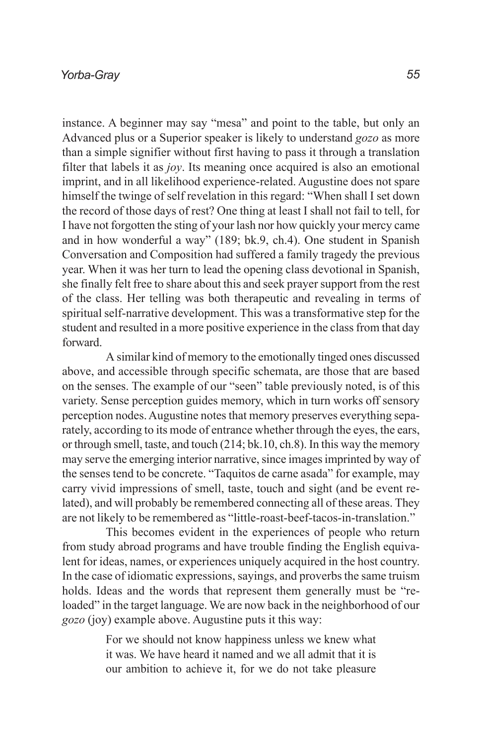instance. A beginner may say "mesa" and point to the table, but only an Advanced plus or a Superior speaker is likely to understand *gozo* as more than a simple signifier without first having to pass it through a translation filter that labels it as *joy*. Its meaning once acquired is also an emotional imprint, and in all likelihood experience-related. Augustine does not spare himself the twinge of self revelation in this regard: "When shall I set down the record of those days of rest? One thing at least I shall not fail to tell, for I have not forgotten the sting of your lash nor how quickly your mercy came and in how wonderful a way" (189; bk.9, ch.4). One student in Spanish Conversation and Composition had suffered a family tragedy the previous year. When it was her turn to lead the opening class devotional in Spanish, she finally felt free to share about this and seek prayer support from the rest of the class. Her telling was both therapeutic and revealing in terms of spiritual self-narrative development. This was a transformative step for the student and resulted in a more positive experience in the class from that day forward.

A similar kind of memory to the emotionally tinged ones discussed above, and accessible through specific schemata, are those that are based on the senses. The example of our "seen" table previously noted, is of this variety. Sense perception guides memory, which in turn works off sensory perception nodes. Augustine notes that memory preserves everything separately, according to its mode of entrance whether through the eyes, the ears, or through smell, taste, and touch (214; bk.10, ch.8). In this way the memory may serve the emerging interior narrative, since images imprinted by way of the senses tend to be concrete. "Taquitos de carne asada" for example, may carry vivid impressions of smell, taste, touch and sight (and be event related), and will probably be remembered connecting all of these areas. They are not likely to be remembered as "little-roast-beef-tacos-in-translation."

This becomes evident in the experiences of people who return from study abroad programs and have trouble finding the English equivalent for ideas, names, or experiences uniquely acquired in the host country. In the case of idiomatic expressions, sayings, and proverbs the same truism holds. Ideas and the words that represent them generally must be "reloaded" in the target language. We are now back in the neighborhood of our *gozo* (joy) example above. Augustine puts it this way:

> For we should not know happiness unless we knew what it was. We have heard it named and we all admit that it is our ambition to achieve it, for we do not take pleasure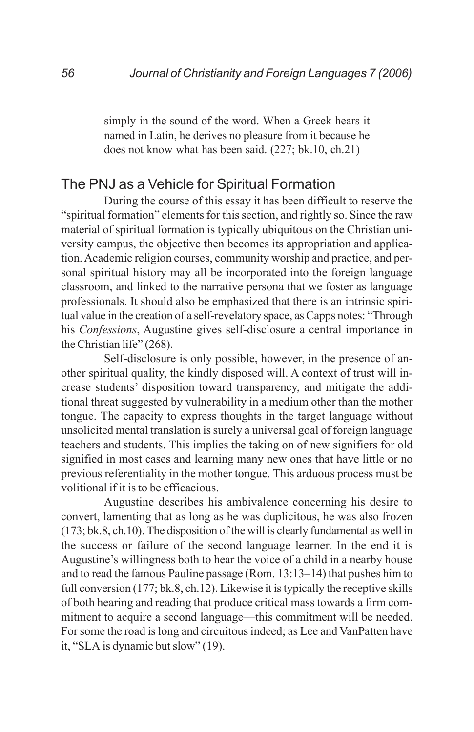simply in the sound of the word. When a Greek hears it named in Latin, he derives no pleasure from it because he does not know what has been said. (227; bk.10, ch.21)

## The PNJ as a Vehicle for Spiritual Formation

During the course of this essay it has been difficult to reserve the "spiritual formation" elements for this section, and rightly so. Since the raw material of spiritual formation is typically ubiquitous on the Christian university campus, the objective then becomes its appropriation and application. Academic religion courses, community worship and practice, and personal spiritual history may all be incorporated into the foreign language classroom, and linked to the narrative persona that we foster as language professionals. It should also be emphasized that there is an intrinsic spiritual value in the creation of a self-revelatory space, as Capps notes: "Through his *Confessions*, Augustine gives self-disclosure a central importance in the Christian life" (268).

Self-disclosure is only possible, however, in the presence of another spiritual quality, the kindly disposed will. A context of trust will increase students' disposition toward transparency, and mitigate the additional threat suggested by vulnerability in a medium other than the mother tongue. The capacity to express thoughts in the target language without unsolicited mental translation is surely a universal goal of foreign language teachers and students. This implies the taking on of new signifiers for old signified in most cases and learning many new ones that have little or no previous referentiality in the mother tongue. This arduous process must be volitional if it is to be efficacious.

Augustine describes his ambivalence concerning his desire to convert, lamenting that as long as he was duplicitous, he was also frozen (173; bk.8, ch.10). The disposition of the will is clearly fundamental as well in the success or failure of the second language learner. In the end it is Augustine's willingness both to hear the voice of a child in a nearby house and to read the famous Pauline passage (Rom. 13:13–14) that pushes him to full conversion (177; bk.8, ch.12). Likewise it is typically the receptive skills of both hearing and reading that produce critical mass towards a firm commitment to acquire a second language—this commitment will be needed. For some the road is long and circuitous indeed; as Lee and VanPatten have it, "SLA is dynamic but slow" (19).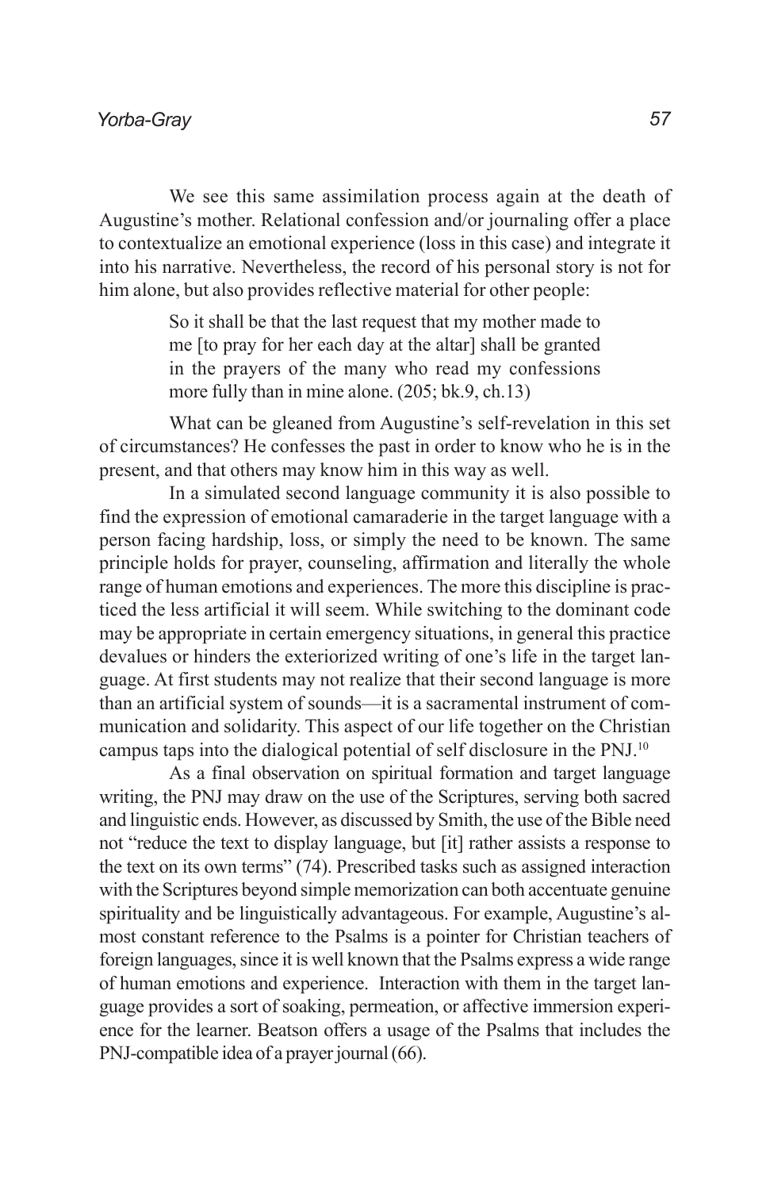We see this same assimilation process again at the death of Augustine's mother. Relational confession and/or journaling offer a place to contextualize an emotional experience (loss in this case) and integrate it into his narrative. Nevertheless, the record of his personal story is not for him alone, but also provides reflective material for other people:

> So it shall be that the last request that my mother made to me [to pray for her each day at the altar] shall be granted in the prayers of the many who read my confessions more fully than in mine alone. (205; bk.9, ch.13)

What can be gleaned from Augustine's self-revelation in this set of circumstances? He confesses the past in order to know who he is in the present, and that others may know him in this way as well.

In a simulated second language community it is also possible to find the expression of emotional camaraderie in the target language with a person facing hardship, loss, or simply the need to be known. The same principle holds for prayer, counseling, affirmation and literally the whole range of human emotions and experiences. The more this discipline is practiced the less artificial it will seem. While switching to the dominant code may be appropriate in certain emergency situations, in general this practice devalues or hinders the exteriorized writing of one's life in the target language. At first students may not realize that their second language is more than an artificial system of sounds—it is a sacramental instrument of communication and solidarity. This aspect of our life together on the Christian campus taps into the dialogical potential of self disclosure in the PNJ.[10]

As a final observation on spiritual formation and target language writing, the PNJ may draw on the use of the Scriptures, serving both sacred and linguistic ends. However, as discussed by Smith, the use of the Bible need not "reduce the text to display language, but [it] rather assists a response to the text on its own terms" (74). Prescribed tasks such as assigned interaction with the Scriptures beyond simple memorization can both accentuate genuine spirituality and be linguistically advantageous. For example, Augustine's almost constant reference to the Psalms is a pointer for Christian teachers of foreign languages, since it is well known that the Psalms express a wide range of human emotions and experience. Interaction with them in the target language provides a sort of soaking, permeation, or affective immersion experience for the learner. Beatson offers a usage of the Psalms that includes the PNJ-compatible idea of a prayer journal (66).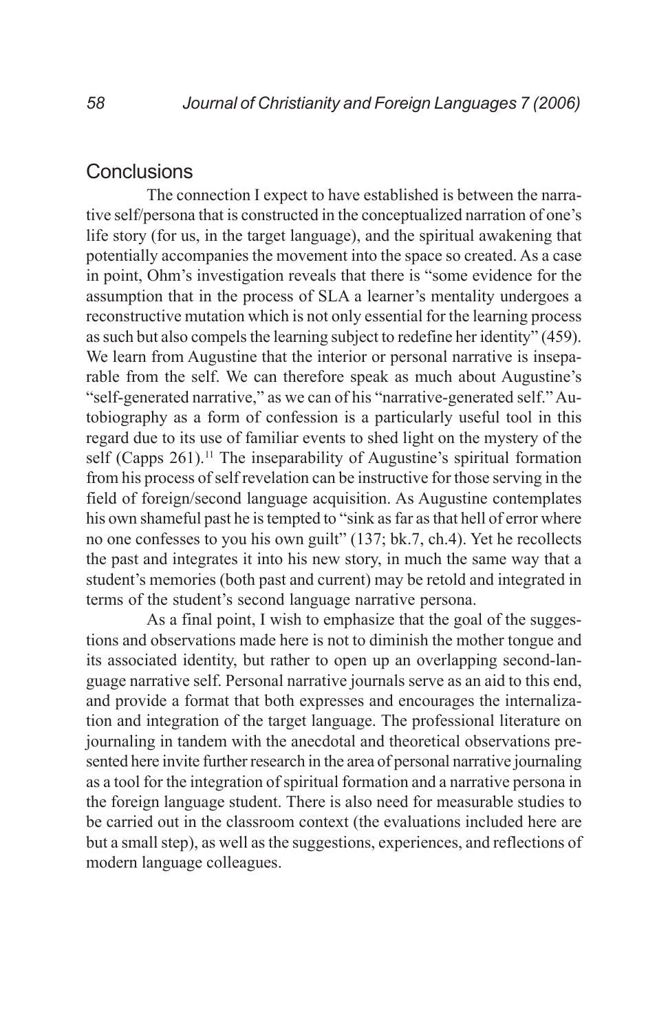## Conclusions

The connection I expect to have established is between the narrative self/persona that is constructed in the conceptualized narration of one's life story (for us, in the target language), and the spiritual awakening that potentially accompanies the movement into the space so created. As a case in point, Ohm's investigation reveals that there is "some evidence for the assumption that in the process of SLA a learner's mentality undergoes a reconstructive mutation which is not only essential for the learning process as such but also compels the learning subject to redefine her identity" (459). We learn from Augustine that the interior or personal narrative is inseparable from the self. We can therefore speak as much about Augustine's "self-generated narrative," as we can of his "narrative-generated self." Autobiography as a form of confession is a particularly useful tool in this regard due to its use of familiar events to shed light on the mystery of the self (Capps 261).[11] The inseparability of Augustine's spiritual formation from his process of self revelation can be instructive for those serving in the field of foreign/second language acquisition. As Augustine contemplates his own shameful past he is tempted to "sink as far as that hell of error where no one confesses to you his own guilt" (137; bk.7, ch.4). Yet he recollects the past and integrates it into his new story, in much the same way that a student's memories (both past and current) may be retold and integrated in terms of the student's second language narrative persona.

As a final point, I wish to emphasize that the goal of the suggestions and observations made here is not to diminish the mother tongue and its associated identity, but rather to open up an overlapping second-language narrative self. Personal narrative journals serve as an aid to this end, and provide a format that both expresses and encourages the internalization and integration of the target language. The professional literature on journaling in tandem with the anecdotal and theoretical observations presented here invite further research in the area of personal narrative journaling as a tool for the integration of spiritual formation and a narrative persona in the foreign language student. There is also need for measurable studies to be carried out in the classroom context (the evaluations included here are but a small step), as well as the suggestions, experiences, and reflections of modern language colleagues.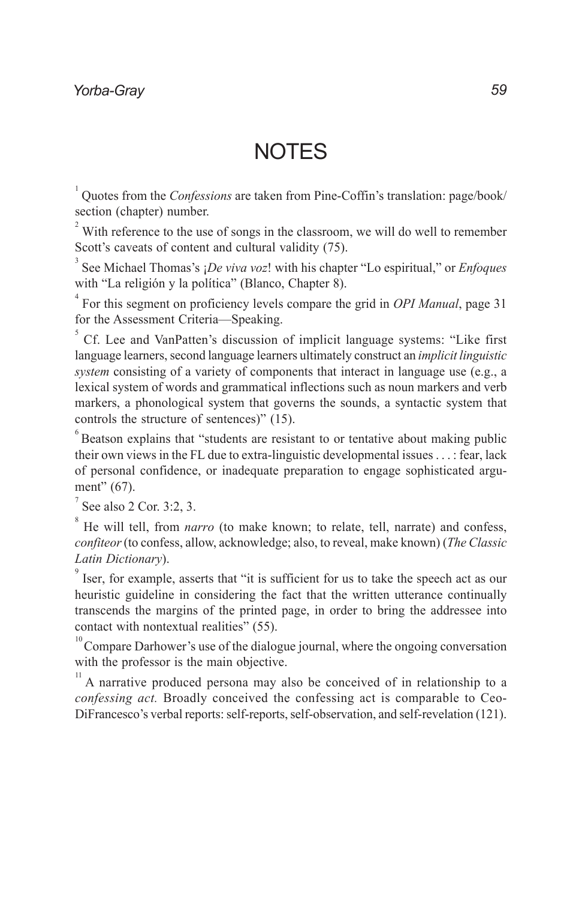# NOTES

[1] Quotes from the *Confessions* are taken from Pine-Coffin's translation: page/book/section (chapter) number.

[2] With reference to the use of songs in the classroom, we will do well to remember Scott's caveats of content and cultural validity (75).

[3] See Michael Thomas's ¡*De viva voz*! with his chapter "Lo espiritual," or *Enfoques* with "La religión y la política" (Blanco, Chapter 8).

[4] For this segment on proficiency levels compare the grid in *OPI Manual*, page 31 for the Assessment Criteria—Speaking.

[5] Cf. Lee and VanPatten's discussion of implicit language systems: "Like first language learners, second language learners ultimately construct an *implicit linguistic system* consisting of a variety of components that interact in language use (e.g., a lexical system of words and grammatical inflections such as noun markers and verb markers, a phonological system that governs the sounds, a syntactic system that controls the structure of sentences)" (15).

[6] Beatson explains that "students are resistant to or tentative about making public their own views in the FL due to extra-linguistic developmental issues . . . : fear, lack of personal confidence, or inadequate preparation to engage sophisticated argument" (67).

[7] See also 2 Cor. 3:2, 3.

[8] He will tell, from *narro* (to make known; to relate, tell, narrate) and confess, *confiteor* (to confess, allow, acknowledge; also, to reveal, make known) (*The Classic Latin Dictionary*).

[9] Iser, for example, asserts that "it is sufficient for us to take the speech act as our heuristic guideline in considering the fact that the written utterance continually transcends the margins of the printed page, in order to bring the addressee into contact with nontextual realities" (55).

[10] Compare Darhower's use of the dialogue journal, where the ongoing conversation with the professor is the main objective.

[11] A narrative produced persona may also be conceived of in relationship to a *confessing act.* Broadly conceived the confessing act is comparable to Ceo-DiFrancesco's verbal reports: self-reports, self-observation, and self-revelation (121).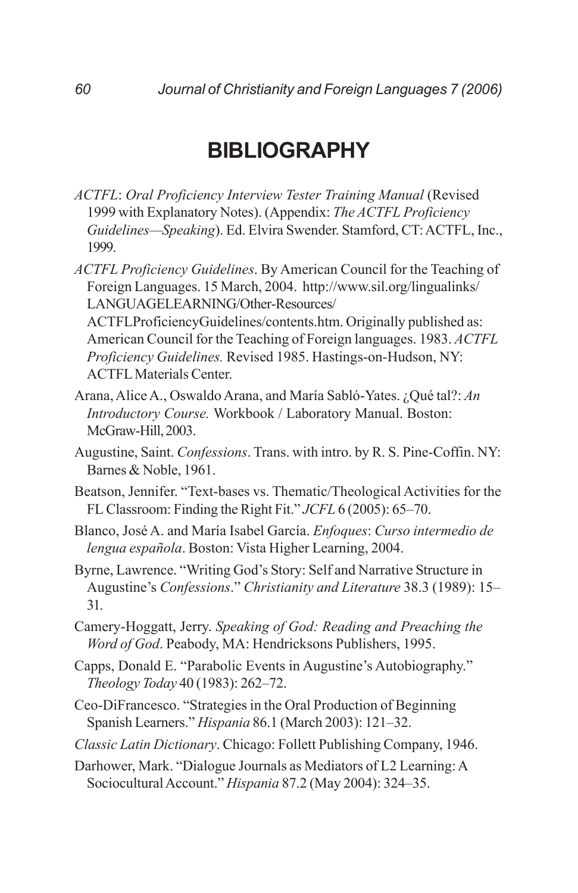# BIBLIOGRAPHY

*ACTFL*: *Oral Proficiency Interview Tester Training Manual* (Revised 1999 with Explanatory Notes). (Appendix: *The ACTFL Proficiency Guidelines—Speaking*). Ed. Elvira Swender. Stamford, CT: ACTFL, Inc., 1999.

*ACTFL Proficiency Guidelines*. By American Council for the Teaching of Foreign Languages. 15 March, 2004. http://www.sil.org/lingualinks/LANGUAGELEARNING/Other-Resources/ACTFLProficiencyGuidelines/contents.htm. Originally published as: American Council for the Teaching of Foreign languages. 1983. *ACTFL Proficiency Guidelines.* Revised 1985. Hastings-on-Hudson, NY: ACTFL Materials Center.

Arana, Alice A., Oswaldo Arana, and María Sabló-Yates. ¿Qué tal?: *An Introductory Course.* Workbook / Laboratory Manual. Boston: McGraw-Hill, 2003.

Augustine, Saint. *Confessions*. Trans. with intro. by R. S. Pine-Coffin. NY: Barnes & Noble, 1961.

Beatson, Jennifer. "Text-bases vs. Thematic/Theological Activities for the FL Classroom: Finding the Right Fit." *JCFL* 6 (2005): 65–70.

Blanco, José A. and María Isabel García. *Enfoques*: *Curso intermedio de lengua española*. Boston: Vista Higher Learning, 2004.

Byrne, Lawrence. "Writing God's Story: Self and Narrative Structure in Augustine's *Confessions*." *Christianity and Literature* 38.3 (1989): 15–31.

Camery-Hoggatt, Jerry. *Speaking of God: Reading and Preaching the Word of God*. Peabody, MA: Hendricksons Publishers, 1995.

Capps, Donald E. "Parabolic Events in Augustine's Autobiography." *Theology Today* 40 (1983): 262–72.

Ceo-DiFrancesco. "Strategies in the Oral Production of Beginning Spanish Learners." *Hispania* 86.1 (March 2003): 121–32.

*Classic Latin Dictionary*. Chicago: Follett Publishing Company, 1946.

Darhower, Mark. "Dialogue Journals as Mediators of L2 Learning: A Sociocultural Account." *Hispania* 87.2 (May 2004): 324–35.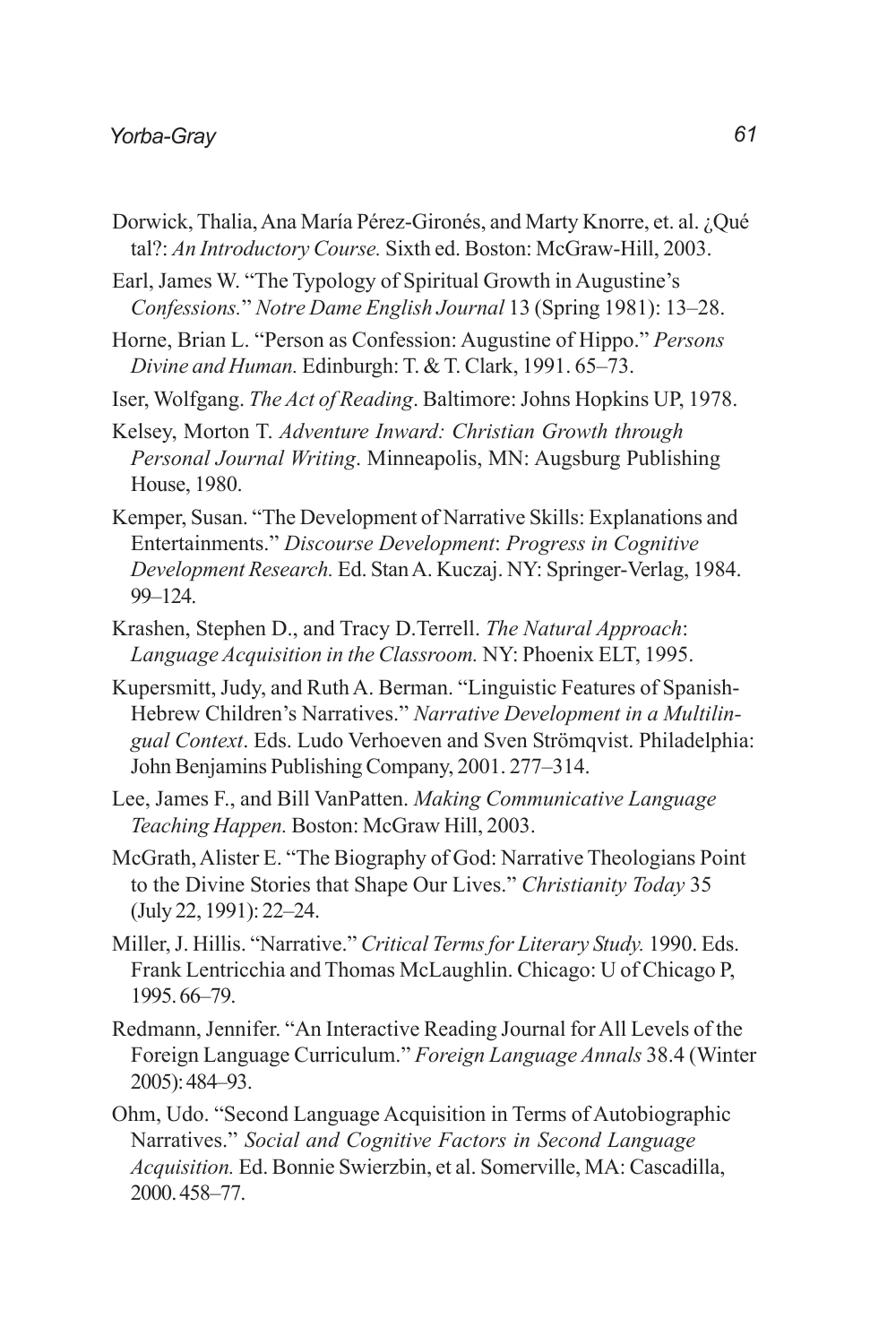Dorwick, Thalia, Ana María Pérez-Gironés, and Marty Knorre, et. al. ¿Qué tal?: *An Introductory Course.* Sixth ed. Boston: McGraw-Hill, 2003.

Earl, James W. "The Typology of Spiritual Growth in Augustine's *Confessions.*" *Notre Dame English Journal* 13 (Spring 1981): 13–28.

Horne, Brian L. "Person as Confession: Augustine of Hippo." *Persons Divine and Human.* Edinburgh: T. & T. Clark, 1991. 65–73.

Iser, Wolfgang. *The Act of Reading*. Baltimore: Johns Hopkins UP, 1978.

Kelsey, Morton T. *Adventure Inward: Christian Growth through Personal Journal Writing*. Minneapolis, MN: Augsburg Publishing House, 1980.

Kemper, Susan. "The Development of Narrative Skills: Explanations and Entertainments." *Discourse Development*: *Progress in Cognitive Development Research.* Ed. Stan A. Kuczaj. NY: Springer-Verlag, 1984. 99–124.

Krashen, Stephen D., and Tracy D.Terrell. *The Natural Approach*: *Language Acquisition in the Classroom.* NY: Phoenix ELT, 1995.

Kupersmitt, Judy, and Ruth A. Berman. "Linguistic Features of Spanish-Hebrew Children's Narratives." *Narrative Development in a Multilingual Context*. Eds. Ludo Verhoeven and Sven Strömqvist. Philadelphia: John Benjamins Publishing Company, 2001. 277–314.

Lee, James F., and Bill VanPatten. *Making Communicative Language Teaching Happen.* Boston: McGraw Hill, 2003.

McGrath, Alister E. "The Biography of God: Narrative Theologians Point to the Divine Stories that Shape Our Lives." *Christianity Today* 35 (July 22, 1991): 22–24.

Miller, J. Hillis. "Narrative." *Critical Terms for Literary Study.* 1990. Eds. Frank Lentricchia and Thomas McLaughlin. Chicago: U of Chicago P, 1995. 66–79.

Redmann, Jennifer. "An Interactive Reading Journal for All Levels of the Foreign Language Curriculum." *Foreign Language Annals* 38.4 (Winter 2005): 484–93.

Ohm, Udo. "Second Language Acquisition in Terms of Autobiographic Narratives." *Social and Cognitive Factors in Second Language Acquisition.* Ed. Bonnie Swierzbin, et al. Somerville, MA: Cascadilla, 2000. 458–77.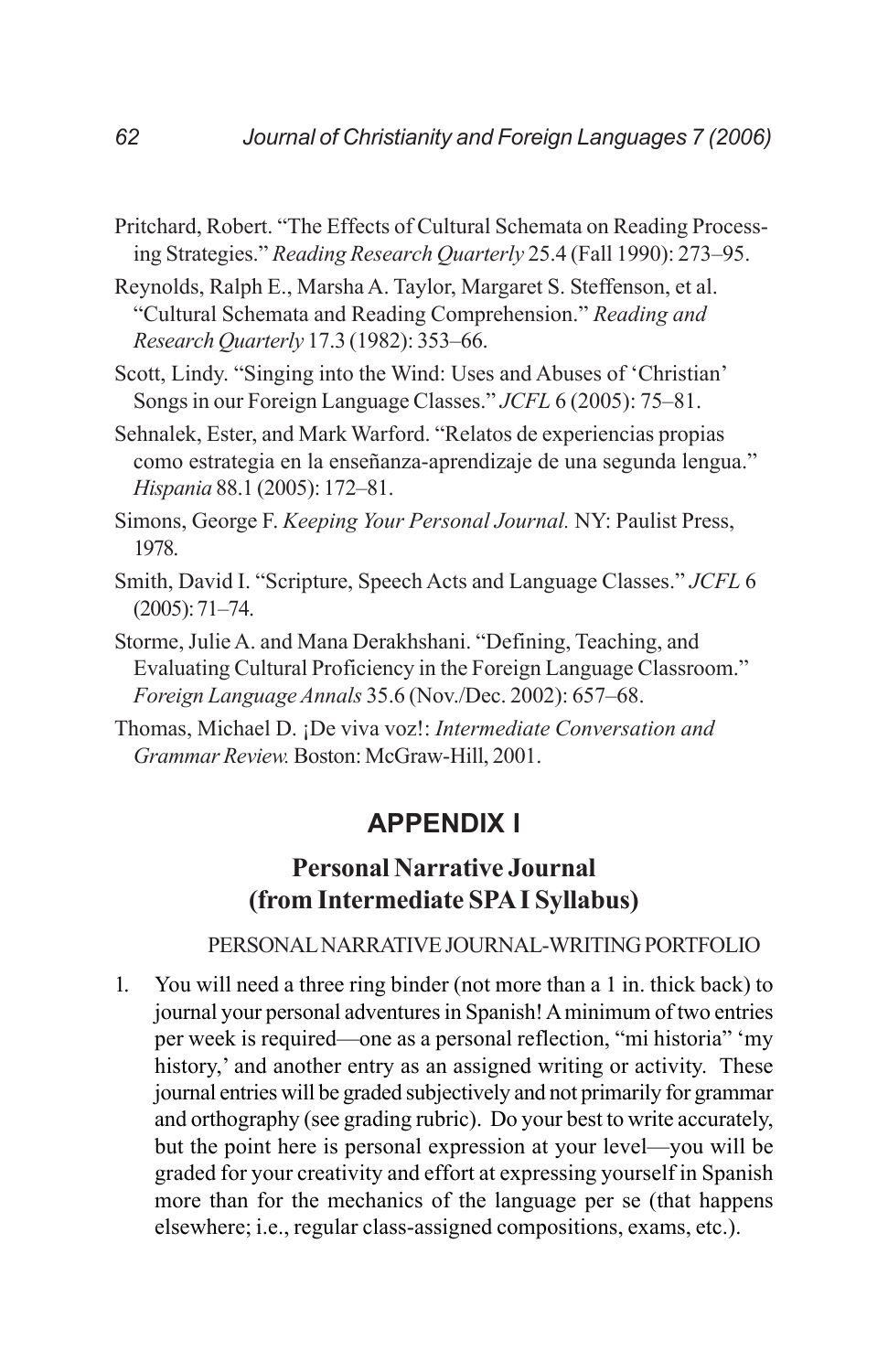Pritchard, Robert. "The Effects of Cultural Schemata on Reading Processing Strategies." *Reading Research Quarterly* 25.4 (Fall 1990): 273–95.

Reynolds, Ralph E., Marsha A. Taylor, Margaret S. Steffenson, et al. "Cultural Schemata and Reading Comprehension." *Reading and Research Quarterly* 17.3 (1982): 353–66.

Scott, Lindy. "Singing into the Wind: Uses and Abuses of 'Christian' Songs in our Foreign Language Classes." *JCFL* 6 (2005): 75–81.

Sehnalek, Ester, and Mark Warford. "Relatos de experiencias propias como estrategia en la enseñanza-aprendizaje de una segunda lengua." *Hispania* 88.1 (2005): 172–81.

Simons, George F. *Keeping Your Personal Journal.* NY: Paulist Press, 1978.

Smith, David I. "Scripture, Speech Acts and Language Classes." *JCFL* 6 (2005): 71–74.

Storme, Julie A. and Mana Derakhshani. "Defining, Teaching, and Evaluating Cultural Proficiency in the Foreign Language Classroom." *Foreign Language Annals* 35.6 (Nov./Dec. 2002): 657–68.

Thomas, Michael D. ¡De viva voz!: *Intermediate Conversation and Grammar Review.* Boston: McGraw-Hill, 2001.

## APPENDIX I

### Personal Narrative Journal (from Intermediate SPA I Syllabus)

PERSONAL NARRATIVE JOURNAL-WRITING PORTFOLIO

1. You will need a three ring binder (not more than a 1 in. thick back) to journal your personal adventures in Spanish! A minimum of two entries per week is required—one as a personal reflection, "mi historia" 'my history,' and another entry as an assigned writing or activity. These journal entries will be graded subjectively and not primarily for grammar and orthography (see grading rubric). Do your best to write accurately, but the point here is personal expression at your level—you will be graded for your creativity and effort at expressing yourself in Spanish more than for the mechanics of the language per se (that happens elsewhere; i.e., regular class-assigned compositions, exams, etc.).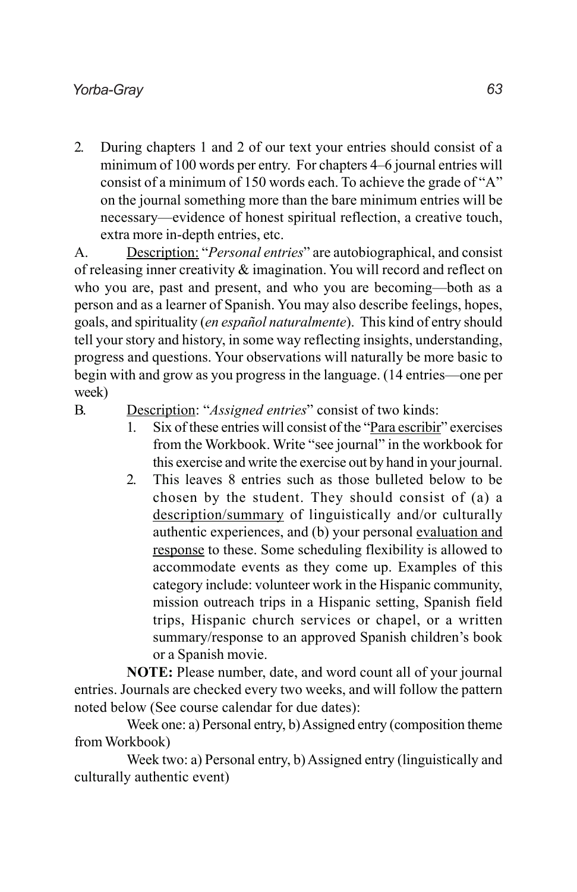2. During chapters 1 and 2 of our text your entries should consist of a minimum of 100 words per entry. For chapters 4–6 journal entries will consist of a minimum of 150 words each. To achieve the grade of "A" on the journal something more than the bare minimum entries will be necessary—evidence of honest spiritual reflection, a creative touch, extra more in-depth entries, etc.

A. Description: "*Personal entries*" are autobiographical, and consist of releasing inner creativity & imagination. You will record and reflect on who you are, past and present, and who you are becoming—both as a person and as a learner of Spanish. You may also describe feelings, hopes, goals, and spirituality (*en español naturalmente*). This kind of entry should tell your story and history, in some way reflecting insights, understanding, progress and questions. Your observations will naturally be more basic to begin with and grow as you progress in the language. (14 entries—one per week)

B. Description: "*Assigned entries*" consist of two kinds:

1. Six of these entries will consist of the "Para escribir" exercises from the Workbook. Write "see journal" in the workbook for this exercise and write the exercise out by hand in your journal.
2. This leaves 8 entries such as those bulleted below to be chosen by the student. They should consist of (a) a description/summary of linguistically and/or culturally authentic experiences, and (b) your personal evaluation and response to these. Some scheduling flexibility is allowed to accommodate events as they come up. Examples of this category include: volunteer work in the Hispanic community, mission outreach trips in a Hispanic setting, Spanish field trips, Hispanic church services or chapel, or a written summary/response to an approved Spanish children's book or a Spanish movie.

**NOTE:** Please number, date, and word count all of your journal entries. Journals are checked every two weeks, and will follow the pattern noted below (See course calendar for due dates):

Week one: a) Personal entry, b) Assigned entry (composition theme from Workbook)

Week two: a) Personal entry, b) Assigned entry (linguistically and culturally authentic event)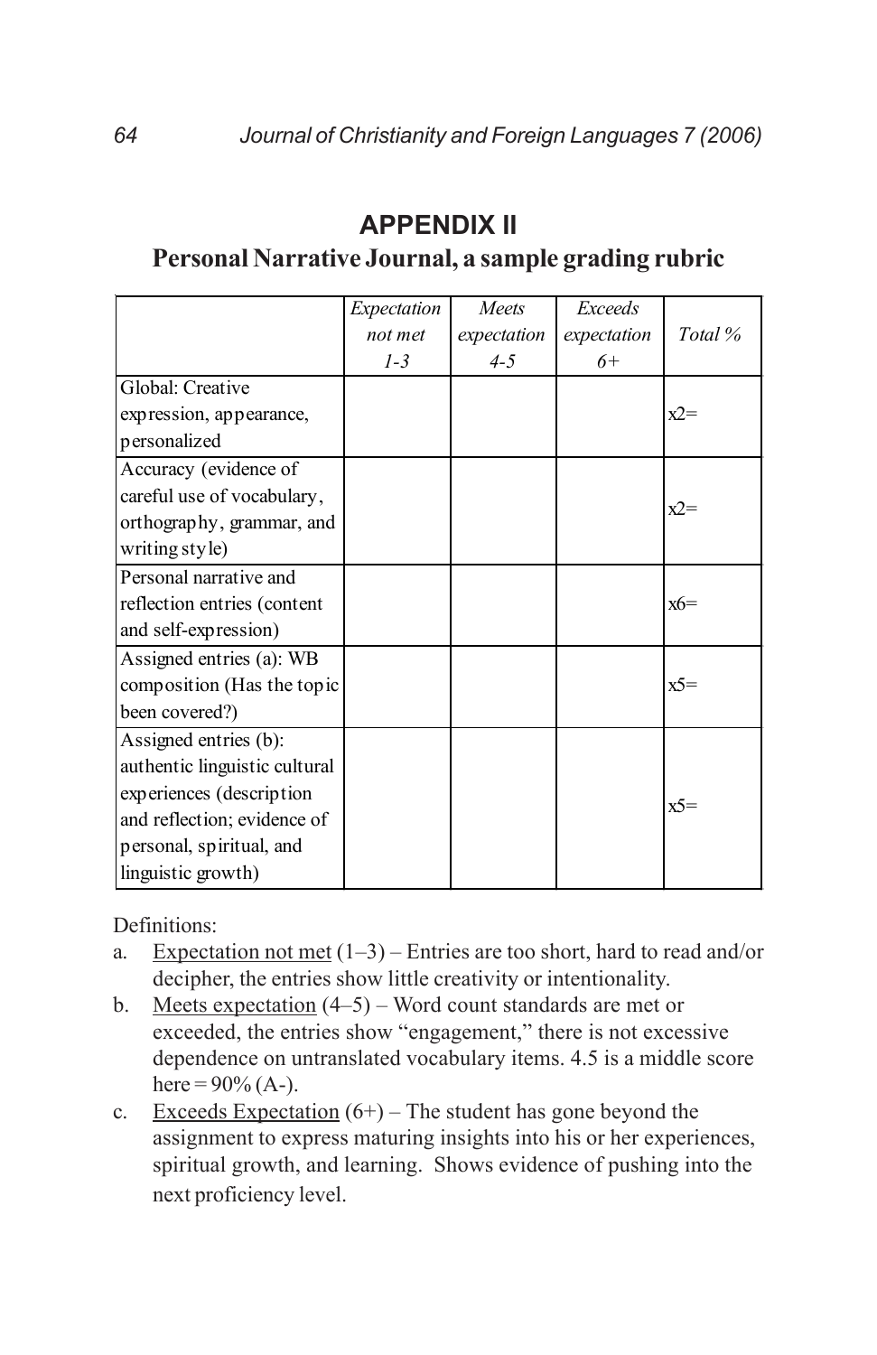## APPENDIX II

### Personal Narrative Journal, a sample grading rubric

| | *Expectation not met 1-3* | *Meets expectation 4-5* | *Exceeds expectation 6+* | *Total %* |
|---|---|---|---|---|
| Global: Creative expression, appearance, personalized | | | | x2= |
| Accuracy (evidence of careful use of vocabulary, orthography, grammar, and writing style) | | | | x2= |
| Personal narrative and reflection entries (content and self-expression) | | | | x6= |
| Assigned entries (a): WB composition (Has the topic been covered?) | | | | x5= |
| Assigned entries (b): authentic linguistic cultural experiences (description and reflection; evidence of personal, spiritual, and linguistic growth) | | | | x5= |

Definitions:

a. Expectation not met (1–3) – Entries are too short, hard to read and/or decipher, the entries show little creativity or intentionality.

b. Meets expectation (4–5) – Word count standards are met or exceeded, the entries show "engagement," there is not excessive dependence on untranslated vocabulary items. 4.5 is a middle score here = 90% (A-).

c. Exceeds Expectation (6+) – The student has gone beyond the assignment to express maturing insights into his or her experiences, spiritual growth, and learning. Shows evidence of pushing into the next proficiency level.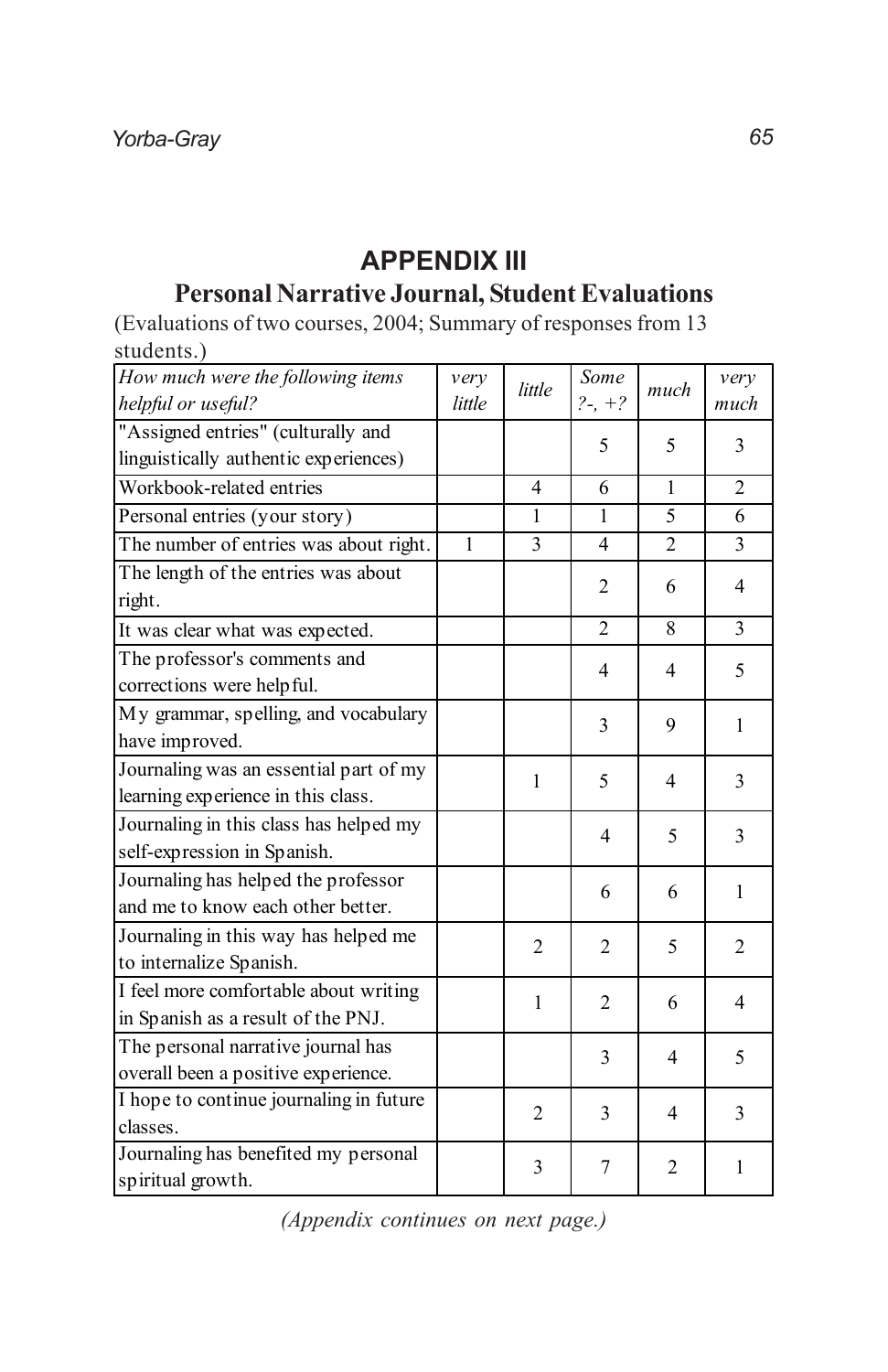## APPENDIX III

### Personal Narrative Journal, Student Evaluations

(Evaluations of two courses, 2004; Summary of responses from 13 students.)

| *How much were the following items helpful or useful?* | *very little* | *little* | *Some ?-, +?* | *much* | *very much* |
|---|---|---|---|---|---|
| "Assigned entries" (culturally and linguistically authentic experiences) | | | 5 | 5 | 3 |
| Workbook-related entries | | 4 | 6 | 1 | 2 |
| Personal entries (your story) | | 1 | 1 | 5 | 6 |
| The number of entries was about right. | 1 | 3 | 4 | 2 | 3 |
| The length of the entries was about right. | | | 2 | 6 | 4 |
| It was clear what was expected. | | | 2 | 8 | 3 |
| The professor's comments and corrections were helpful. | | | 4 | 4 | 5 |
| My grammar, spelling, and vocabulary have improved. | | | 3 | 9 | 1 |
| Journaling was an essential part of my learning experience in this class. | | 1 | 5 | 4 | 3 |
| Journaling in this class has helped my self-expression in Spanish. | | | 4 | 5 | 3 |
| Journaling has helped the professor and me to know each other better. | | | 6 | 6 | 1 |
| Journaling in this way has helped me to internalize Spanish. | | 2 | 2 | 5 | 2 |
| I feel more comfortable about writing in Spanish as a result of the PNJ. | | 1 | 2 | 6 | 4 |
| The personal narrative journal has overall been a positive experience. | | | 3 | 4 | 5 |
| I hope to continue journaling in future classes. | | 2 | 3 | 4 | 3 |
| Journaling has benefited my personal spiritual growth. | | 3 | 7 | 2 | 1 |

*(Appendix continues on next page.)*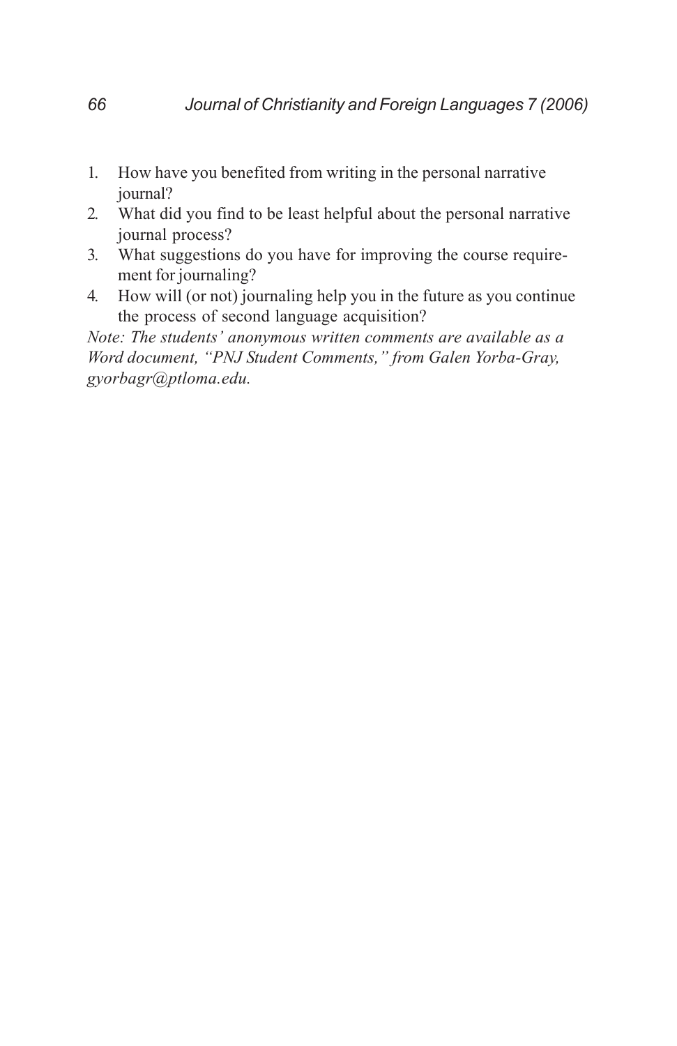1. How have you benefited from writing in the personal narrative journal?
2. What did you find to be least helpful about the personal narrative journal process?
3. What suggestions do you have for improving the course requirement for journaling?
4. How will (or not) journaling help you in the future as you continue the process of second language acquisition?

*Note: The students' anonymous written comments are available as a Word document, "PNJ Student Comments," from Galen Yorba-Gray, gyorbagr@ptloma.edu.*